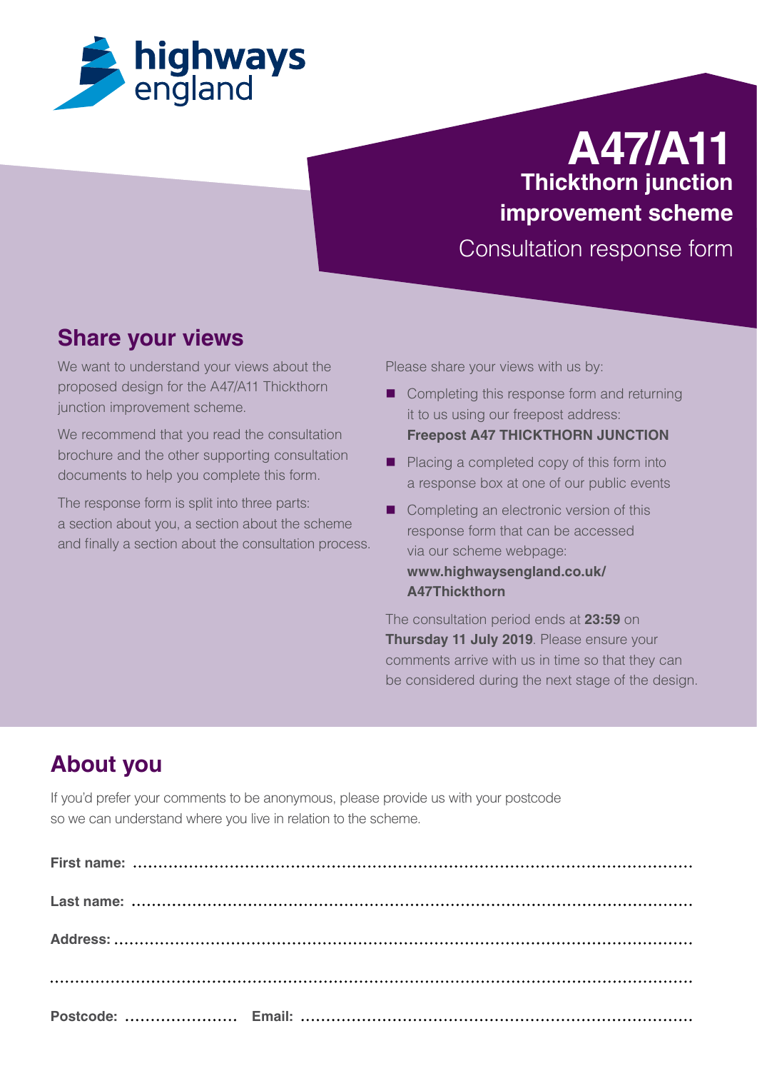highways england

# A47/A11

## Thickthorn junction improvement scheme

Consultation response form

## Share your views

We want to understand your views about the proposed design for the A47/A11 Thickthorn junction improvement scheme.

We recommend that you read the consultation brochure and the other supporting consultation documents to help you complete this form.

The response form is split into three parts: a section about you, a section about the scheme and finally a section about the consultation process.

Please share your views with us by:

- Completing this response form and returning it to us using our freepost address: **Freepost A47 THICKTHORN JUNCTION**
- Placing a completed copy of this form into a response box at one of our public events
- Completing an electronic version of this response form that can be accessed via our scheme webpage: **www.highwaysengland.co.uk/A47Thickthorn**

The consultation period ends at **23:59** on **Thursday 11 July 2019**. Please ensure your comments arrive with us in time so that they can be considered during the next stage of the design.

## About you

If you'd prefer your comments to be anonymous, please provide us with your postcode so we can understand where you live in relation to the scheme.

**First name:** ..................................................

**Last name:** ..................................................

**Address:** ..................................................

..................................................

**Postcode:** .................... **Email:** ..................................................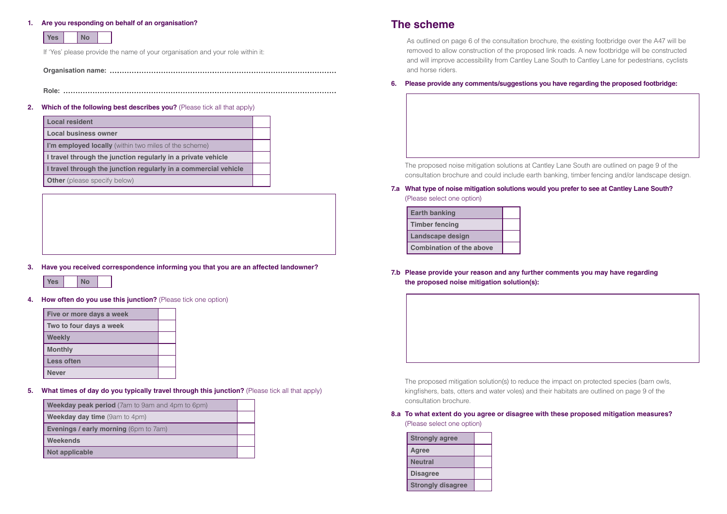**1. Are you responding on behalf of an organisation?**

| Yes | | No | |
|---|---|---|---|

If 'Yes' please provide the name of your organisation and your role within it:

**Organisation name:** ..........................................................................................

**Role:** ..........................................................................................................

**2. Which of the following best describes you?** (Please tick all that apply)

| | |
|---|---|
| **Local resident** | |
| **Local business owner** | |
| **I'm employed locally** (within two miles of the scheme) | |
| **I travel through the junction regularly in a private vehicle** | |
| **I travel through the junction regularly in a commercial vehicle** | |
| **Other** (please specify below) | |

**3. Have you received correspondence informing you that you are an affected landowner?**

| Yes | | No | |
|---|---|---|---|

**4. How often do you use this junction?** (Please tick one option)

| | |
|---|---|
| **Five or more days a week** | |
| **Two to four days a week** | |
| **Weekly** | |
| **Monthly** | |
| **Less often** | |
| **Never** | |

**5. What times of day do you typically travel through this junction?** (Please tick all that apply)

| | |
|---|---|
| **Weekday peak period** (7am to 9am and 4pm to 6pm) | |
| **Weekday day time** (9am to 4pm) | |
| **Evenings / early morning** (6pm to 7am) | |
| **Weekends** | |
| **Not applicable** | |

## The scheme

As outlined on page 6 of the consultation brochure, the existing footbridge over the A47 will be removed to allow construction of the proposed link roads. A new footbridge will be constructed and will improve accessibility from Cantley Lane South to Cantley Lane for pedestrians, cyclists and horse riders.

**6. Please provide any comments/suggestions you have regarding the proposed footbridge:**

The proposed noise mitigation solutions at Cantley Lane South are outlined on page 9 of the consultation brochure and could include earth banking, timber fencing and/or landscape design.

**7.a What type of noise mitigation solutions would you prefer to see at Cantley Lane South?** (Please select one option)

| | |
|---|---|
| **Earth banking** | |
| **Timber fencing** | |
| **Landscape design** | |
| **Combination of the above** | |

**7.b Please provide your reason and any further comments you may have regarding the proposed noise mitigation solution(s):**

The proposed mitigation solution(s) to reduce the impact on protected species (barn owls, kingfishers, bats, otters and water voles) and their habitats are outlined on page 9 of the consultation brochure.

**8.a To what extent do you agree or disagree with these proposed mitigation measures?** (Please select one option)

| | |
|---|---|
| **Strongly agree** | |
| **Agree** | |
| **Neutral** | |
| **Disagree** | |
| **Strongly disagree** | |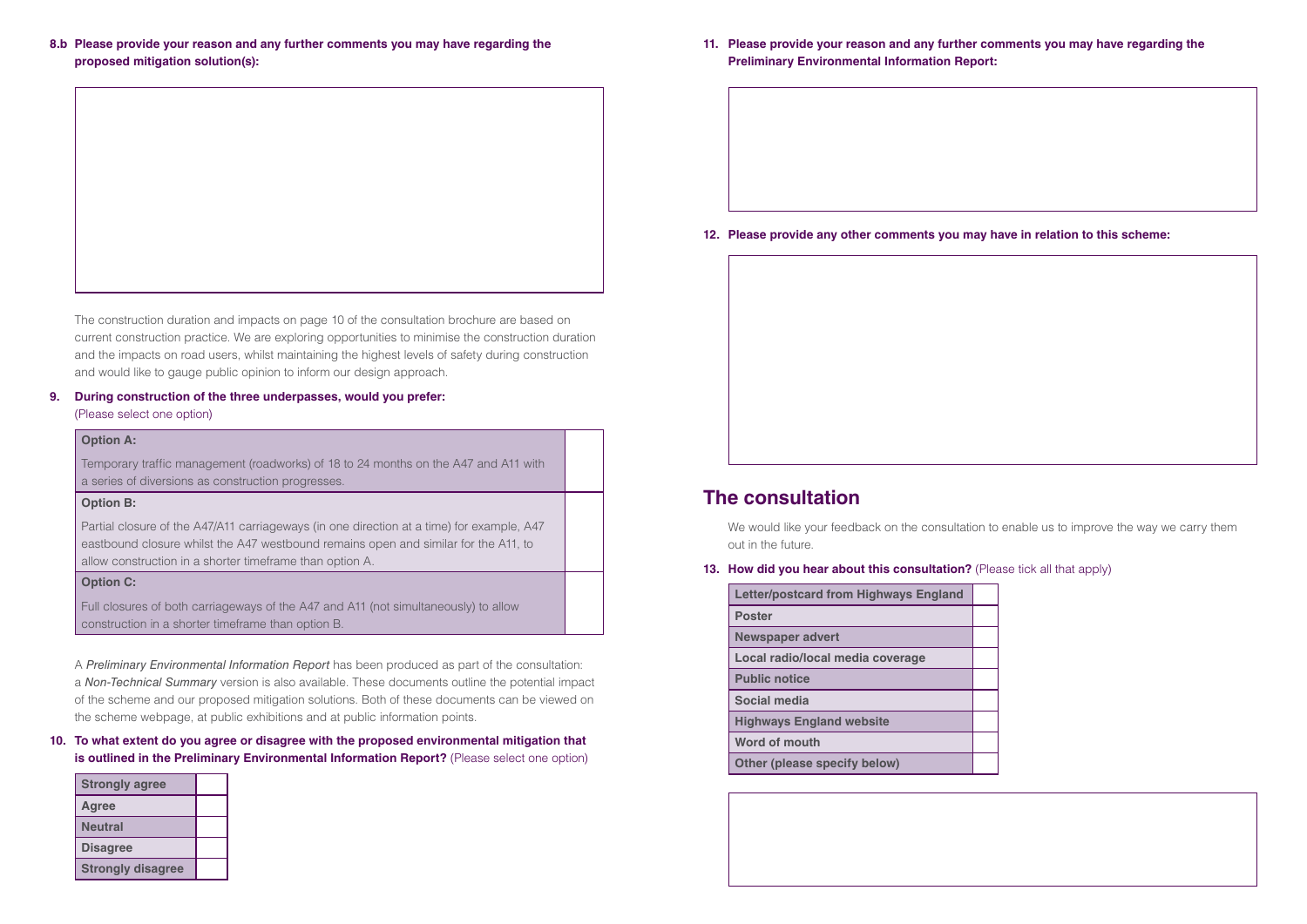**8.b Please provide your reason and any further comments you may have regarding the proposed mitigation solution(s):**

The construction duration and impacts on page 10 of the consultation brochure are based on current construction practice. We are exploring opportunities to minimise the construction duration and the impacts on road users, whilst maintaining the highest levels of safety during construction and would like to gauge public opinion to inform our design approach.

**9. During construction of the three underpasses, would you prefer:**
(Please select one option)

| Option | |
|---|---|
| **Option A:** Temporary traffic management (roadworks) of 18 to 24 months on the A47 and A11 with a series of diversions as construction progresses. | |
| **Option B:** Partial closure of the A47/A11 carriageways (in one direction at a time) for example, A47 eastbound closure whilst the A47 westbound remains open and similar for the A11, to allow construction in a shorter timeframe than option A. | |
| **Option C:** Full closures of both carriageways of the A47 and A11 (not simultaneously) to allow construction in a shorter timeframe than option B. | |

A *Preliminary Environmental Information Report* has been produced as part of the consultation: a *Non-Technical Summary* version is also available. These documents outline the potential impact of the scheme and our proposed mitigation solutions. Both of these documents can be viewed on the scheme webpage, at public exhibitions and at public information points.

**10. To what extent do you agree or disagree with the proposed environmental mitigation that is outlined in the Preliminary Environmental Information Report?** (Please select one option)

| Response | |
|---|---|
| **Strongly agree** | |
| **Agree** | |
| **Neutral** | |
| **Disagree** | |
| **Strongly disagree** | |

**11. Please provide your reason and any further comments you may have regarding the Preliminary Environmental Information Report:**

**12. Please provide any other comments you may have in relation to this scheme:**

## The consultation

We would like your feedback on the consultation to enable us to improve the way we carry them out in the future.

**13. How did you hear about this consultation?** (Please tick all that apply)

| Source | |
|---|---|
| **Letter/postcard from Highways England** | |
| **Poster** | |
| **Newspaper advert** | |
| **Local radio/local media coverage** | |
| **Public notice** | |
| **Social media** | |
| **Highways England website** | |
| **Word of mouth** | |
| **Other (please specify below)** | |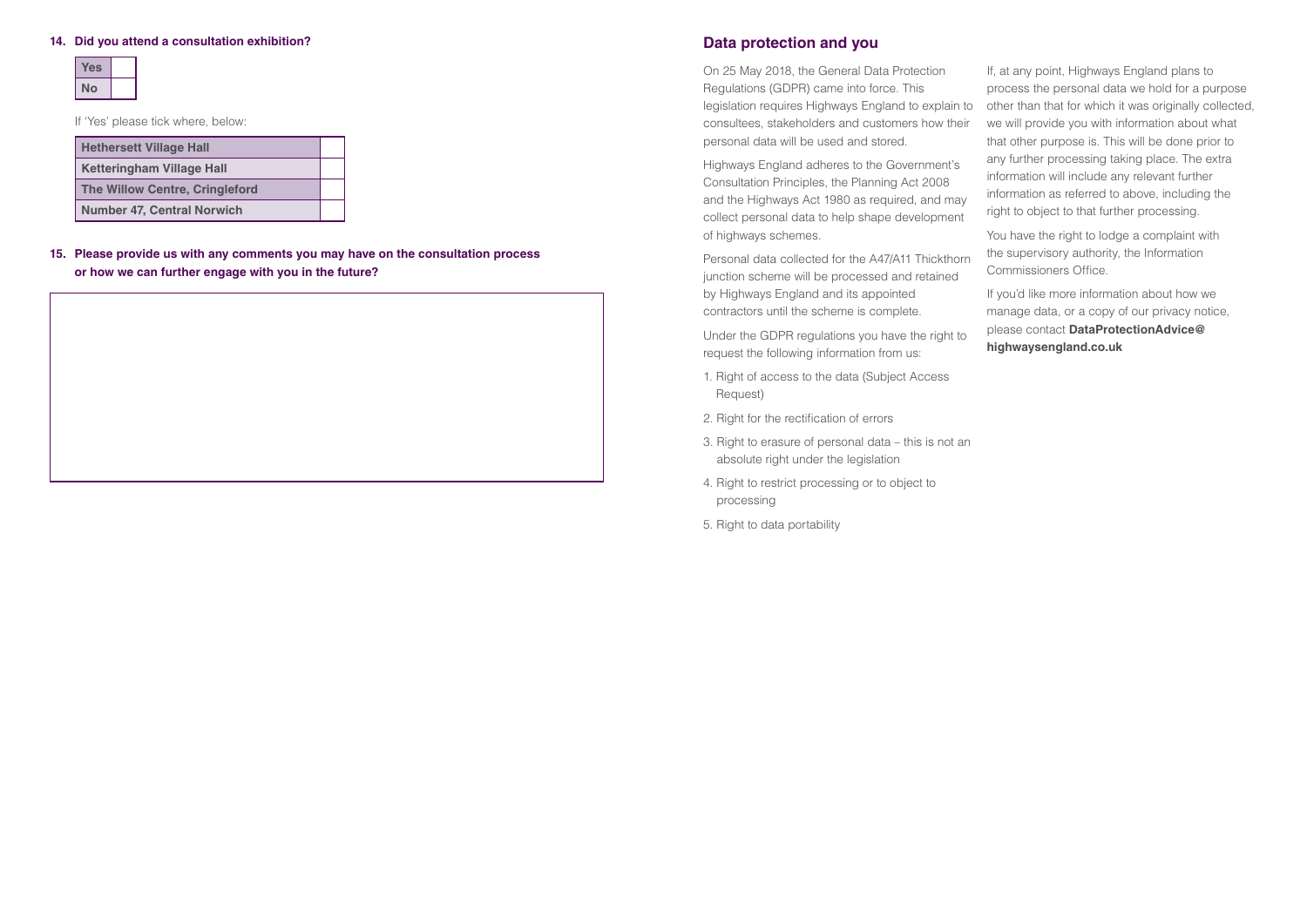**14. Did you attend a consultation exhibition?**

| Yes | |
|---|---|
| No | |

If 'Yes' please tick where, below:

| Hethersett Village Hall | |
|---|---|
| Ketteringham Village Hall | |
| The Willow Centre, Cringleford | |
| Number 47, Central Norwich | |

**15. Please provide us with any comments you may have on the consultation process or how we can further engage with you in the future?**

## Data protection and you

On 25 May 2018, the General Data Protection Regulations (GDPR) came into force. This legislation requires Highways England to explain to consultees, stakeholders and customers how their personal data will be used and stored.

Highways England adheres to the Government's Consultation Principles, the Planning Act 2008 and the Highways Act 1980 as required, and may collect personal data to help shape development of highways schemes.

Personal data collected for the A47/A11 Thickthorn junction scheme will be processed and retained by Highways England and its appointed contractors until the scheme is complete.

Under the GDPR regulations you have the right to request the following information from us:

1. Right of access to the data (Subject Access Request)
2. Right for the rectification of errors
3. Right to erasure of personal data – this is not an absolute right under the legislation
4. Right to restrict processing or to object to processing
5. Right to data portability

If, at any point, Highways England plans to process the personal data we hold for a purpose other than that for which it was originally collected, we will provide you with information about what that other purpose is. This will be done prior to any further processing taking place. The extra information will include any relevant further information as referred to above, including the right to object to that further processing.

You have the right to lodge a complaint with the supervisory authority, the Information Commissioners Office.

If you'd like more information about how we manage data, or a copy of our privacy notice, please contact **DataProtectionAdvice@highwaysengland.co.uk**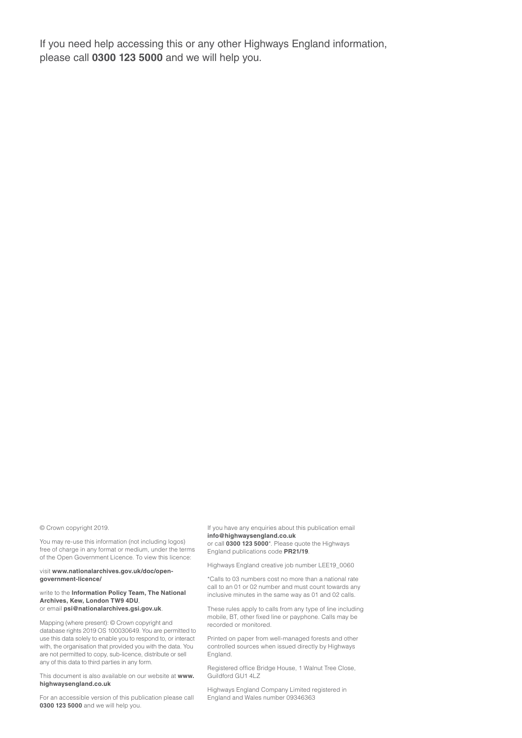If you need help accessing this or any other Highways England information, please call **0300 123 5000** and we will help you.

© Crown copyright 2019.

You may re-use this information (not including logos) free of charge in any format or medium, under the terms of the Open Government Licence. To view this licence:

visit **www.nationalarchives.gov.uk/doc/open-government-licence/**

write to the **Information Policy Team, The National Archives, Kew, London TW9 4DU**, or email **psi@nationalarchives.gsi.gov.uk**.

Mapping (where present): © Crown copyright and database rights 2019 OS 100030649. You are permitted to use this data solely to enable you to respond to, or interact with, the organisation that provided you with the data. You are not permitted to copy, sub-licence, distribute or sell any of this data to third parties in any form.

This document is also available on our website at **www.highwaysengland.co.uk**

For an accessible version of this publication please call **0300 123 5000** and we will help you.

If you have any enquiries about this publication email **info@highwaysengland.co.uk** or call **0300 123 5000***. Please quote the Highways England publications code **PR21/19**.

Highways England creative job number LEE19_0060

*Calls to 03 numbers cost no more than a national rate call to an 01 or 02 number and must count towards any inclusive minutes in the same way as 01 and 02 calls.

These rules apply to calls from any type of line including mobile, BT, other fixed line or payphone. Calls may be recorded or monitored.

Printed on paper from well-managed forests and other controlled sources when issued directly by Highways England.

Registered office Bridge House, 1 Walnut Tree Close, Guildford GU1 4LZ

Highways England Company Limited registered in England and Wales number 09346363